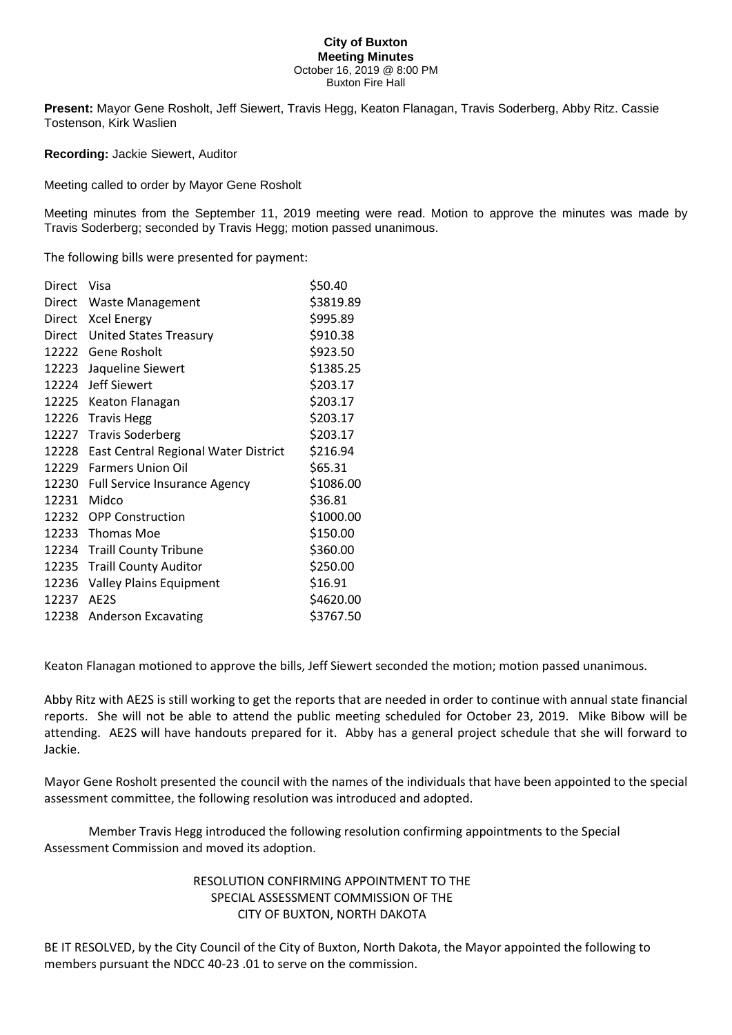**City of Buxton**
**Meeting Minutes**
October 16, 2019 @ 8:00 PM
Buxton Fire Hall

**Present:** Mayor Gene Rosholt, Jeff Siewert, Travis Hegg, Keaton Flanagan, Travis Soderberg, Abby Ritz. Cassie Tostenson, Kirk Waslien

**Recording:** Jackie Siewert, Auditor

Meeting called to order by Mayor Gene Rosholt

Meeting minutes from the September 11, 2019 meeting were read. Motion to approve the minutes was made by Travis Soderberg; seconded by Travis Hegg; motion passed unanimous.

The following bills were presented for payment:

| | | |
|---|---|---|
| Direct | Visa | $50.40 |
| Direct | Waste Management | $3819.89 |
| Direct | Xcel Energy | $995.89 |
| Direct | United States Treasury | $910.38 |
| 12222 | Gene Rosholt | $923.50 |
| 12223 | Jaqueline Siewert | $1385.25 |
| 12224 | Jeff Siewert | $203.17 |
| 12225 | Keaton Flanagan | $203.17 |
| 12226 | Travis Hegg | $203.17 |
| 12227 | Travis Soderberg | $203.17 |
| 12228 | East Central Regional Water District | $216.94 |
| 12229 | Farmers Union Oil | $65.31 |
| 12230 | Full Service Insurance Agency | $1086.00 |
| 12231 | Midco | $36.81 |
| 12232 | OPP Construction | $1000.00 |
| 12233 | Thomas Moe | $150.00 |
| 12234 | Traill County Tribune | $360.00 |
| 12235 | Traill County Auditor | $250.00 |
| 12236 | Valley Plains Equipment | $16.91 |
| 12237 | AE2S | $4620.00 |
| 12238 | Anderson Excavating | $3767.50 |

Keaton Flanagan motioned to approve the bills, Jeff Siewert seconded the motion; motion passed unanimous.

Abby Ritz with AE2S is still working to get the reports that are needed in order to continue with annual state financial reports. She will not be able to attend the public meeting scheduled for October 23, 2019. Mike Bibow will be attending. AE2S will have handouts prepared for it. Abby has a general project schedule that she will forward to Jackie.

Mayor Gene Rosholt presented the council with the names of the individuals that have been appointed to the special assessment committee, the following resolution was introduced and adopted.

Member Travis Hegg introduced the following resolution confirming appointments to the Special Assessment Commission and moved its adoption.

RESOLUTION CONFIRMING APPOINTMENT TO THE SPECIAL ASSESSMENT COMMISSION OF THE CITY OF BUXTON, NORTH DAKOTA

BE IT RESOLVED, by the City Council of the City of Buxton, North Dakota, the Mayor appointed the following to members pursuant the NDCC 40-23 .01 to serve on the commission.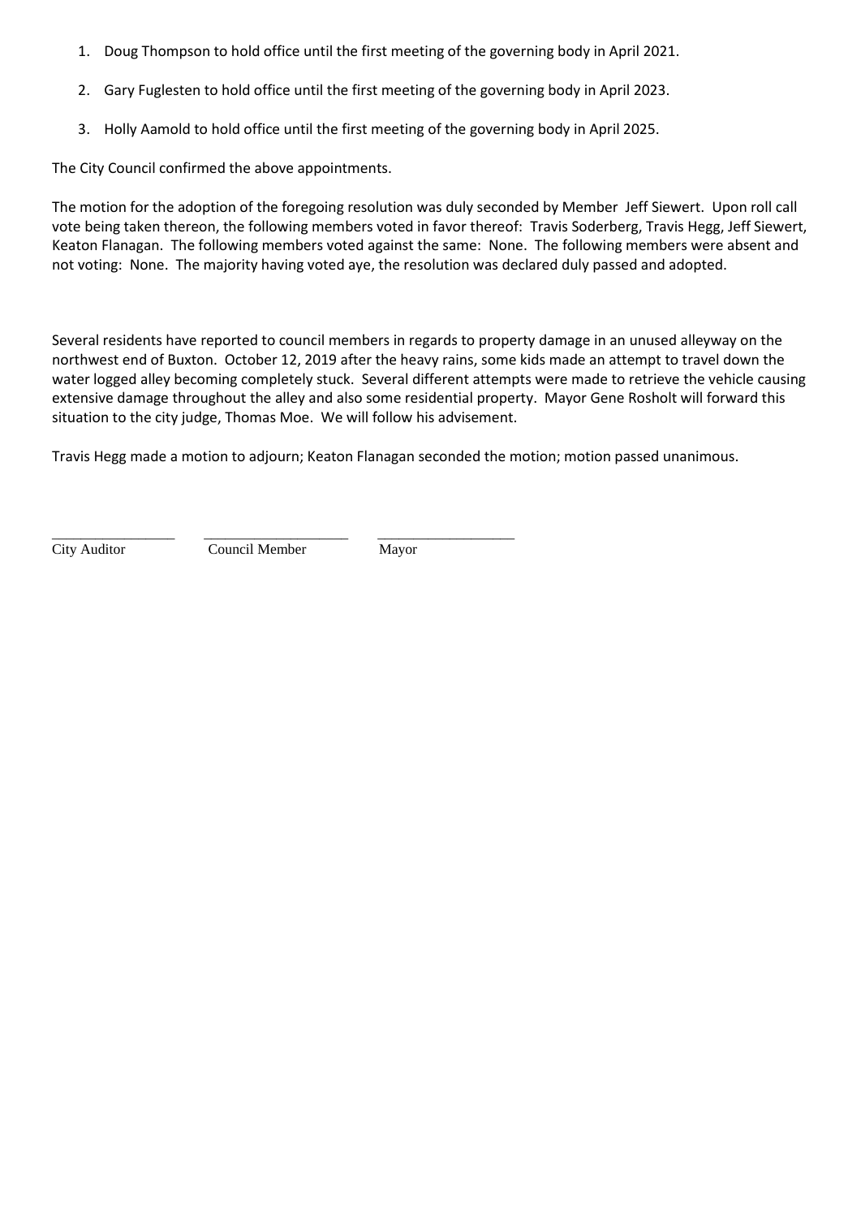1. Doug Thompson to hold office until the first meeting of the governing body in April 2021.
2. Gary Fuglesten to hold office until the first meeting of the governing body in April 2023.
3. Holly Aamold to hold office until the first meeting of the governing body in April 2025.

The City Council confirmed the above appointments.

The motion for the adoption of the foregoing resolution was duly seconded by Member Jeff Siewert. Upon roll call vote being taken thereon, the following members voted in favor thereof: Travis Soderberg, Travis Hegg, Jeff Siewert, Keaton Flanagan. The following members voted against the same: None. The following members were absent and not voting: None. The majority having voted aye, the resolution was declared duly passed and adopted.

Several residents have reported to council members in regards to property damage in an unused alleyway on the northwest end of Buxton. October 12, 2019 after the heavy rains, some kids made an attempt to travel down the water logged alley becoming completely stuck. Several different attempts were made to retrieve the vehicle causing extensive damage throughout the alley and also some residential property. Mayor Gene Rosholt will forward this situation to the city judge, Thomas Moe. We will follow his advisement.

Travis Hegg made a motion to adjourn; Keaton Flanagan seconded the motion; motion passed unanimous.

\_\_\_\_\_\_\_\_\_\_\_\_\_\_\_\_\_ \_\_\_\_\_\_\_\_\_\_\_\_\_\_\_\_\_\_\_\_ \_\_\_\_\_\_\_\_\_\_\_\_\_\_\_\_\_\_\_

City Auditor Council Member Mayor